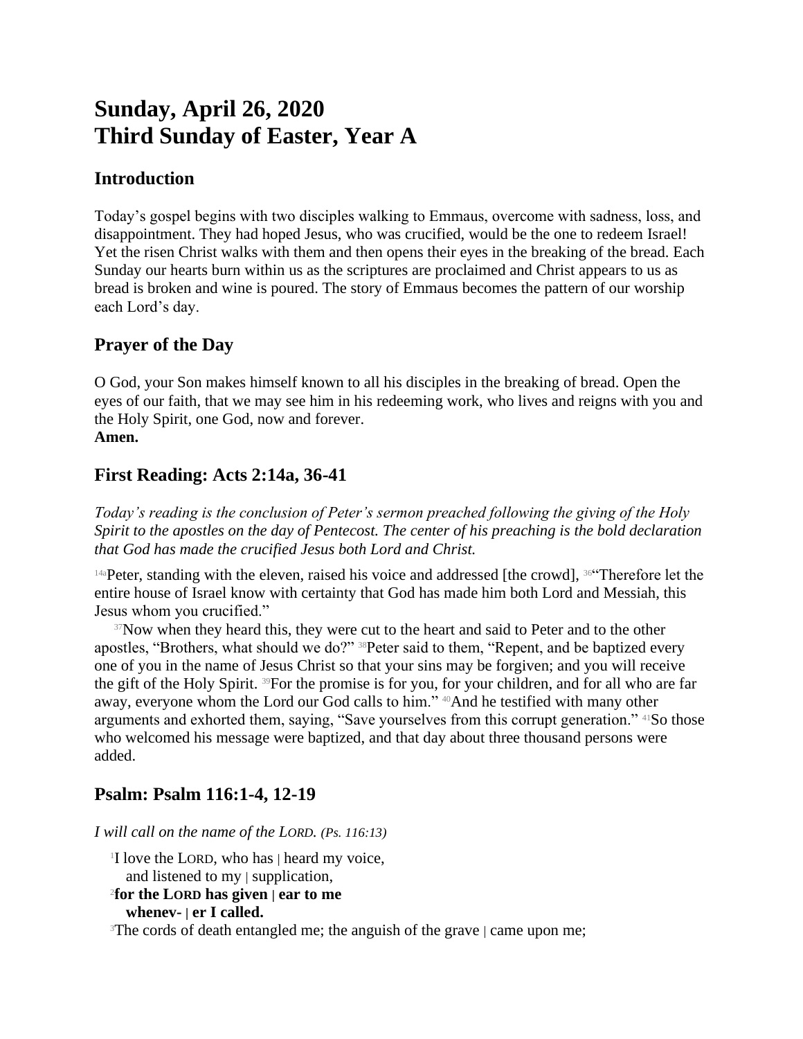# Sunday, April 26, 2020
# Third Sunday of Easter, Year A

## Introduction

Today's gospel begins with two disciples walking to Emmaus, overcome with sadness, loss, and disappointment. They had hoped Jesus, who was crucified, would be the one to redeem Israel! Yet the risen Christ walks with them and then opens their eyes in the breaking of the bread. Each Sunday our hearts burn within us as the scriptures are proclaimed and Christ appears to us as bread is broken and wine is poured. The story of Emmaus becomes the pattern of our worship each Lord's day.

## Prayer of the Day

O God, your Son makes himself known to all his disciples in the breaking of bread. Open the eyes of our faith, that we may see him in his redeeming work, who lives and reigns with you and the Holy Spirit, one God, now and forever.
**Amen.**

## First Reading: Acts 2:14a, 36-41

*Today's reading is the conclusion of Peter's sermon preached following the giving of the Holy Spirit to the apostles on the day of Pentecost. The center of his preaching is the bold declaration that God has made the crucified Jesus both Lord and Christ.*

[14a]Peter, standing with the eleven, raised his voice and addressed [the crowd], [36]"Therefore let the entire house of Israel know with certainty that God has made him both Lord and Messiah, this Jesus whom you crucified."

[37]Now when they heard this, they were cut to the heart and said to Peter and to the other apostles, "Brothers, what should we do?" [38]Peter said to them, "Repent, and be baptized every one of you in the name of Jesus Christ so that your sins may be forgiven; and you will receive the gift of the Holy Spirit. [39]For the promise is for you, for your children, and for all who are far away, everyone whom the Lord our God calls to him." [40]And he testified with many other arguments and exhorted them, saying, "Save yourselves from this corrupt generation." [41]So those who welcomed his message were baptized, and that day about three thousand persons were added.

## Psalm: Psalm 116:1-4, 12-19

*I will call on the name of the LORD. (Ps. 116:13)*

[1]I love the LORD, who has | heard my voice,
and listened to my | supplication,
[2]**for the LORD has given | ear to me**
**whenev- | er I called.**
[3]The cords of death entangled me; the anguish of the grave | came upon me;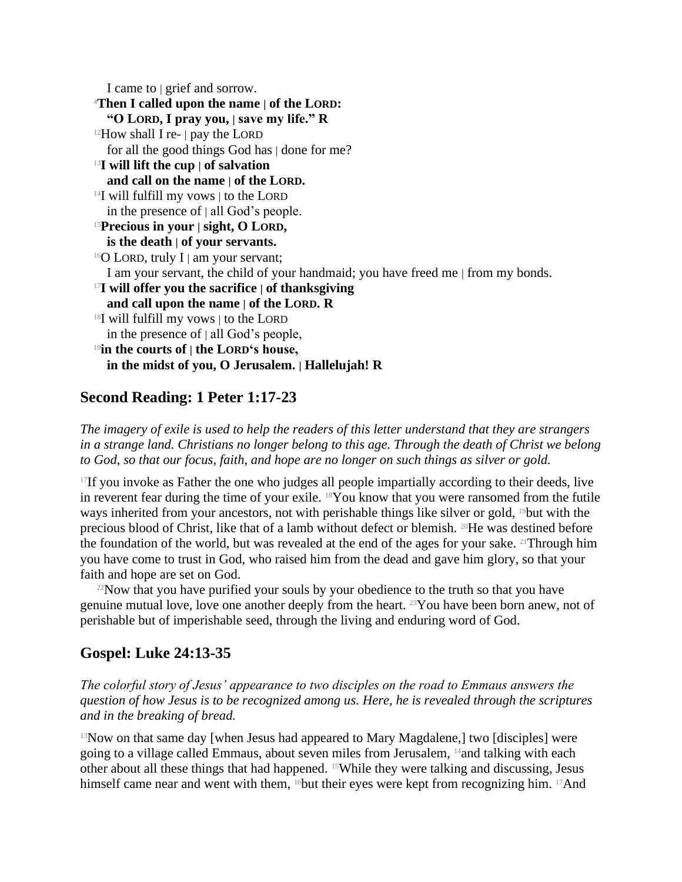I came to | grief and sorrow.
[4]**Then I called upon the name | of the LORD:**
**"O LORD, I pray you, | save my life." R**
[12]How shall I re- | pay the LORD
for all the good things God has | done for me?
[13]**I will lift the cup | of salvation**
**and call on the name | of the LORD.**
[14]I will fulfill my vows | to the LORD
in the presence of | all God's people.
[15]**Precious in your | sight, O LORD,**
**is the death | of your servants.**
[16]O LORD, truly I | am your servant;
I am your servant, the child of your handmaid; you have freed me | from my bonds.
[17]**I will offer you the sacrifice | of thanksgiving**
**and call upon the name | of the LORD. R**
[18]I will fulfill my vows | to the LORD
in the presence of | all God's people,
[19]**in the courts of | the LORD's house,**
**in the midst of you, O Jerusalem. | Hallelujah! R**

## Second Reading: 1 Peter 1:17-23

*The imagery of exile is used to help the readers of this letter understand that they are strangers in a strange land. Christians no longer belong to this age. Through the death of Christ we belong to God, so that our focus, faith, and hope are no longer on such things as silver or gold.*

[17]If you invoke as Father the one who judges all people impartially according to their deeds, live in reverent fear during the time of your exile. [18]You know that you were ransomed from the futile ways inherited from your ancestors, not with perishable things like silver or gold, [19]but with the precious blood of Christ, like that of a lamb without defect or blemish. [20]He was destined before the foundation of the world, but was revealed at the end of the ages for your sake. [21]Through him you have come to trust in God, who raised him from the dead and gave him glory, so that your faith and hope are set on God.

[22]Now that you have purified your souls by your obedience to the truth so that you have genuine mutual love, love one another deeply from the heart. [23]You have been born anew, not of perishable but of imperishable seed, through the living and enduring word of God.

## Gospel: Luke 24:13-35

*The colorful story of Jesus' appearance to two disciples on the road to Emmaus answers the question of how Jesus is to be recognized among us. Here, he is revealed through the scriptures and in the breaking of bread.*

[13]Now on that same day [when Jesus had appeared to Mary Magdalene,] two [disciples] were going to a village called Emmaus, about seven miles from Jerusalem, [14]and talking with each other about all these things that had happened. [15]While they were talking and discussing, Jesus himself came near and went with them, [16]but their eyes were kept from recognizing him. [17]And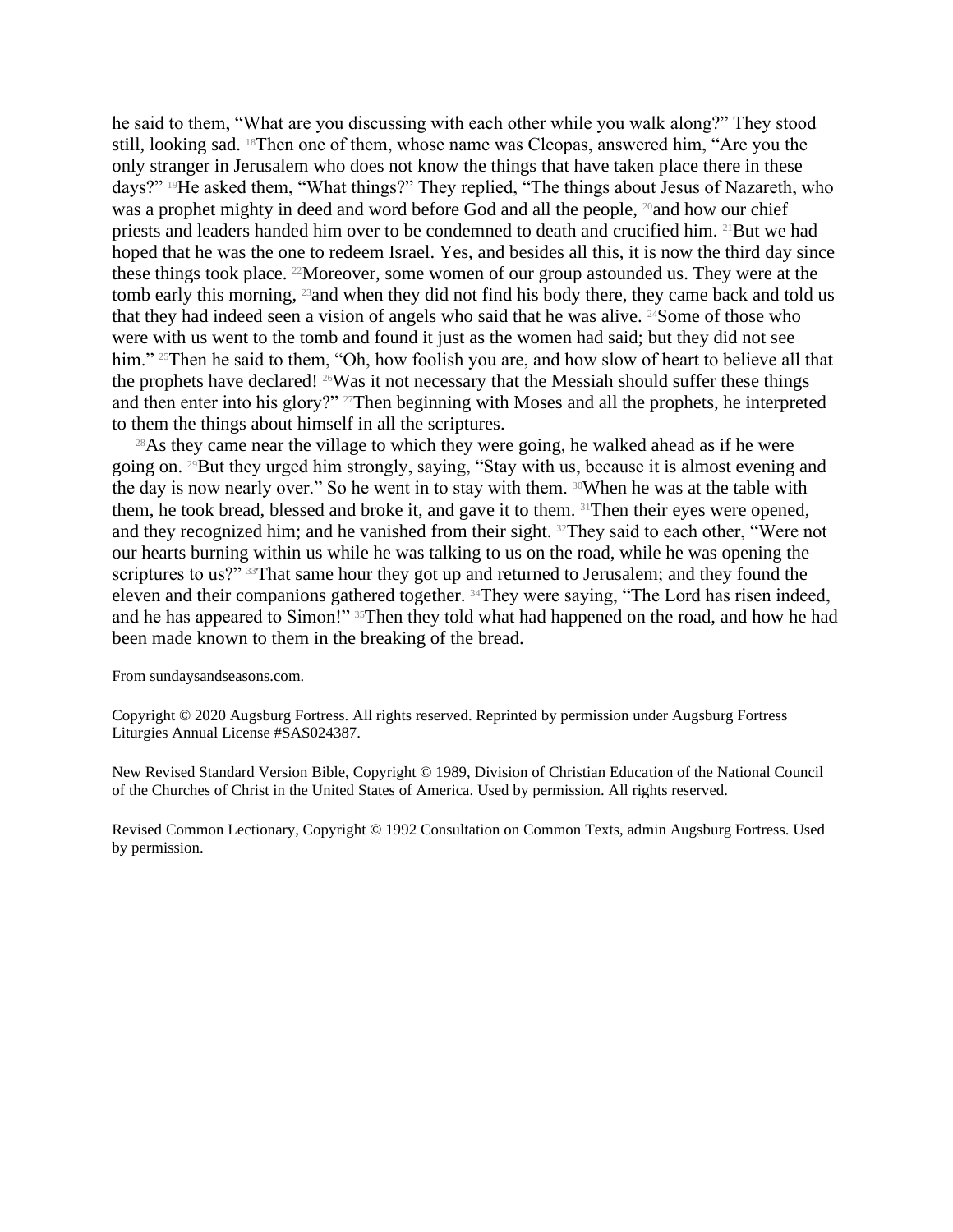he said to them, “What are you discussing with each other while you walk along?” They stood still, looking sad. [18]Then one of them, whose name was Cleopas, answered him, “Are you the only stranger in Jerusalem who does not know the things that have taken place there in these days?” [19]He asked them, “What things?” They replied, “The things about Jesus of Nazareth, who was a prophet mighty in deed and word before God and all the people, [20]and how our chief priests and leaders handed him over to be condemned to death and crucified him. [21]But we had hoped that he was the one to redeem Israel. Yes, and besides all this, it is now the third day since these things took place. [22]Moreover, some women of our group astounded us. They were at the tomb early this morning, [23]and when they did not find his body there, they came back and told us that they had indeed seen a vision of angels who said that he was alive. [24]Some of those who were with us went to the tomb and found it just as the women had said; but they did not see him.” [25]Then he said to them, “Oh, how foolish you are, and how slow of heart to believe all that the prophets have declared! [26]Was it not necessary that the Messiah should suffer these things and then enter into his glory?” [27]Then beginning with Moses and all the prophets, he interpreted to them the things about himself in all the scriptures.

[28]As they came near the village to which they were going, he walked ahead as if he were going on. [29]But they urged him strongly, saying, “Stay with us, because it is almost evening and the day is now nearly over.” So he went in to stay with them. [30]When he was at the table with them, he took bread, blessed and broke it, and gave it to them. [31]Then their eyes were opened, and they recognized him; and he vanished from their sight. [32]They said to each other, “Were not our hearts burning within us while he was talking to us on the road, while he was opening the scriptures to us?” [33]That same hour they got up and returned to Jerusalem; and they found the eleven and their companions gathered together. [34]They were saying, “The Lord has risen indeed, and he has appeared to Simon!” [35]Then they told what had happened on the road, and how he had been made known to them in the breaking of the bread.

From sundaysandseasons.com.

Copyright © 2020 Augsburg Fortress. All rights reserved. Reprinted by permission under Augsburg Fortress Liturgies Annual License #SAS024387.

New Revised Standard Version Bible, Copyright © 1989, Division of Christian Education of the National Council of the Churches of Christ in the United States of America. Used by permission. All rights reserved.

Revised Common Lectionary, Copyright © 1992 Consultation on Common Texts, admin Augsburg Fortress. Used by permission.